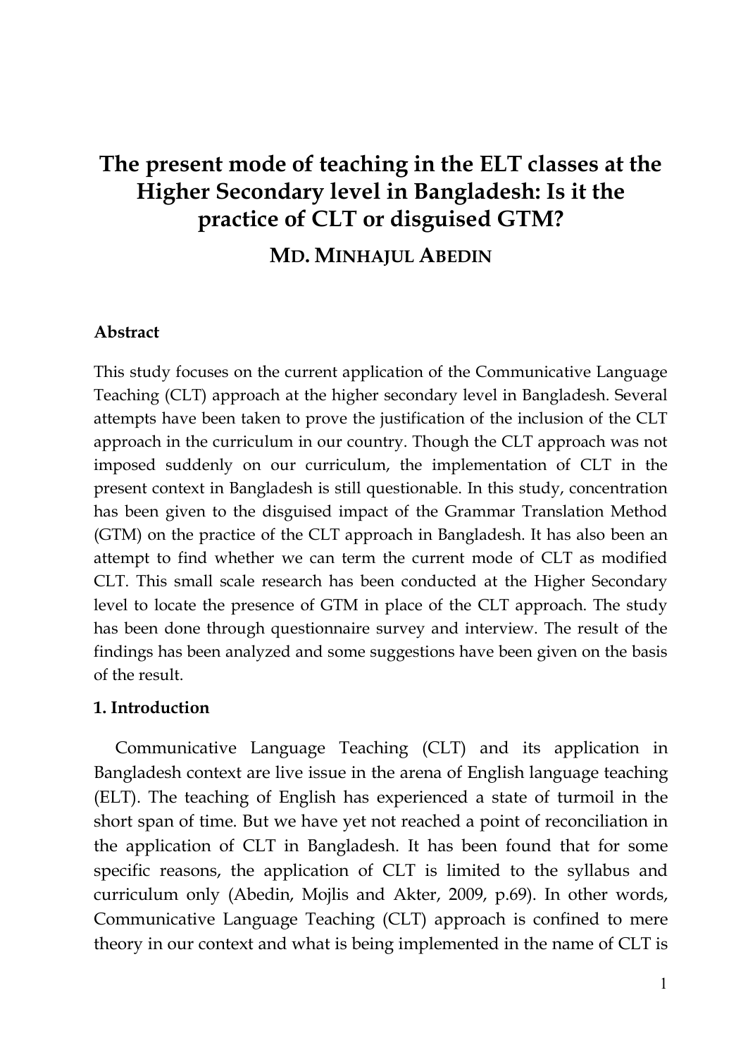# The present mode of teaching in the ELT classes at the Higher Secondary level in Bangladesh: Is it the practice of CLT or disguised GTM?

**MD. MINHAJUL ABEDIN**

### Abstract

This study focuses on the current application of the Communicative Language Teaching (CLT) approach at the higher secondary level in Bangladesh. Several attempts have been taken to prove the justification of the inclusion of the CLT approach in the curriculum in our country. Though the CLT approach was not imposed suddenly on our curriculum, the implementation of CLT in the present context in Bangladesh is still questionable. In this study, concentration has been given to the disguised impact of the Grammar Translation Method (GTM) on the practice of the CLT approach in Bangladesh. It has also been an attempt to find whether we can term the current mode of CLT as modified CLT. This small scale research has been conducted at the Higher Secondary level to locate the presence of GTM in place of the CLT approach. The study has been done through questionnaire survey and interview. The result of the findings has been analyzed and some suggestions have been given on the basis of the result.

### 1. Introduction

Communicative Language Teaching (CLT) and its application in Bangladesh context are live issue in the arena of English language teaching (ELT). The teaching of English has experienced a state of turmoil in the short span of time. But we have yet not reached a point of reconciliation in the application of CLT in Bangladesh. It has been found that for some specific reasons, the application of CLT is limited to the syllabus and curriculum only (Abedin, Mojlis and Akter, 2009, p.69). In other words, Communicative Language Teaching (CLT) approach is confined to mere theory in our context and what is being implemented in the name of CLT is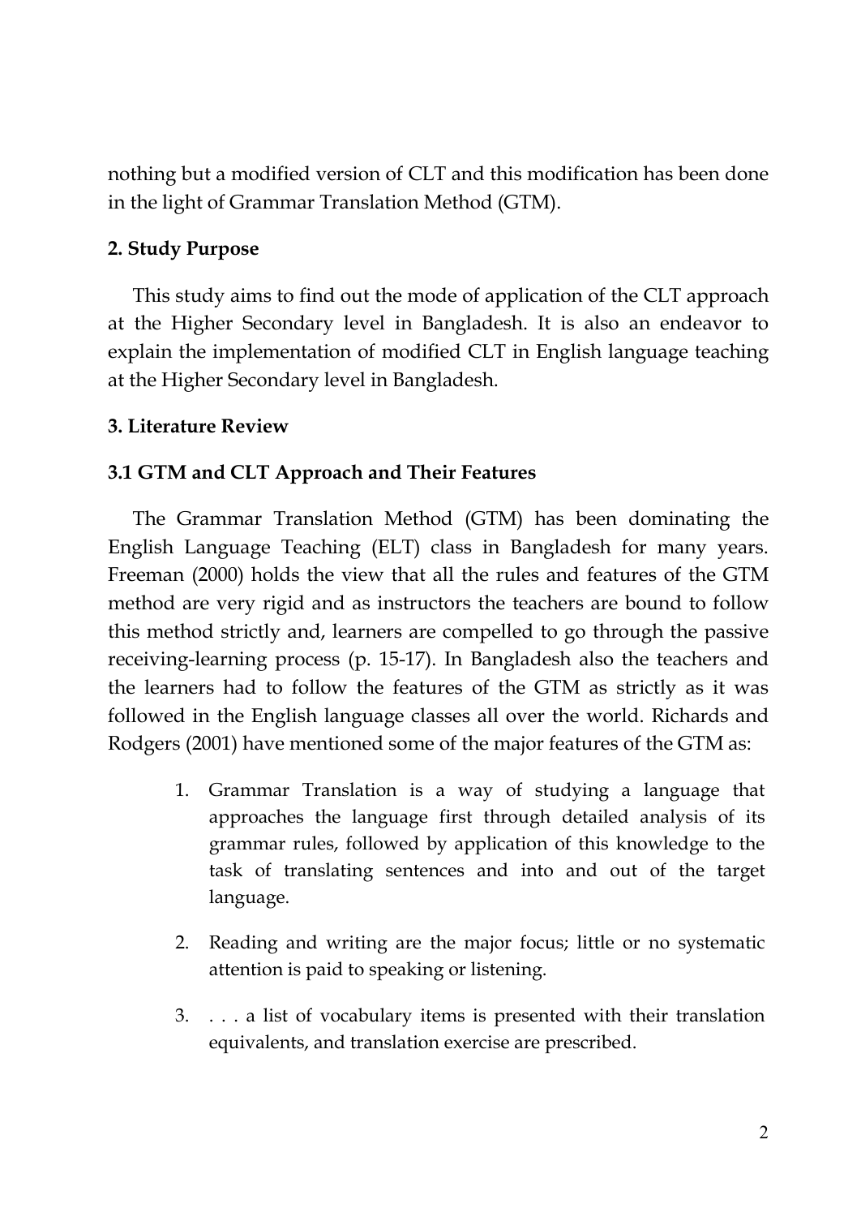nothing but a modified version of CLT and this modification has been done in the light of Grammar Translation Method (GTM).

## 2. Study Purpose

This study aims to find out the mode of application of the CLT approach at the Higher Secondary level in Bangladesh. It is also an endeavor to explain the implementation of modified CLT in English language teaching at the Higher Secondary level in Bangladesh.

## 3. Literature Review

### 3.1 GTM and CLT Approach and Their Features

The Grammar Translation Method (GTM) has been dominating the English Language Teaching (ELT) class in Bangladesh for many years. Freeman (2000) holds the view that all the rules and features of the GTM method are very rigid and as instructors the teachers are bound to follow this method strictly and, learners are compelled to go through the passive receiving-learning process (p. 15-17). In Bangladesh also the teachers and the learners had to follow the features of the GTM as strictly as it was followed in the English language classes all over the world. Richards and Rodgers (2001) have mentioned some of the major features of the GTM as:

1. Grammar Translation is a way of studying a language that approaches the language first through detailed analysis of its grammar rules, followed by application of this knowledge to the task of translating sentences and into and out of the target language.
2. Reading and writing are the major focus; little or no systematic attention is paid to speaking or listening.
3. . . . a list of vocabulary items is presented with their translation equivalents, and translation exercise are prescribed.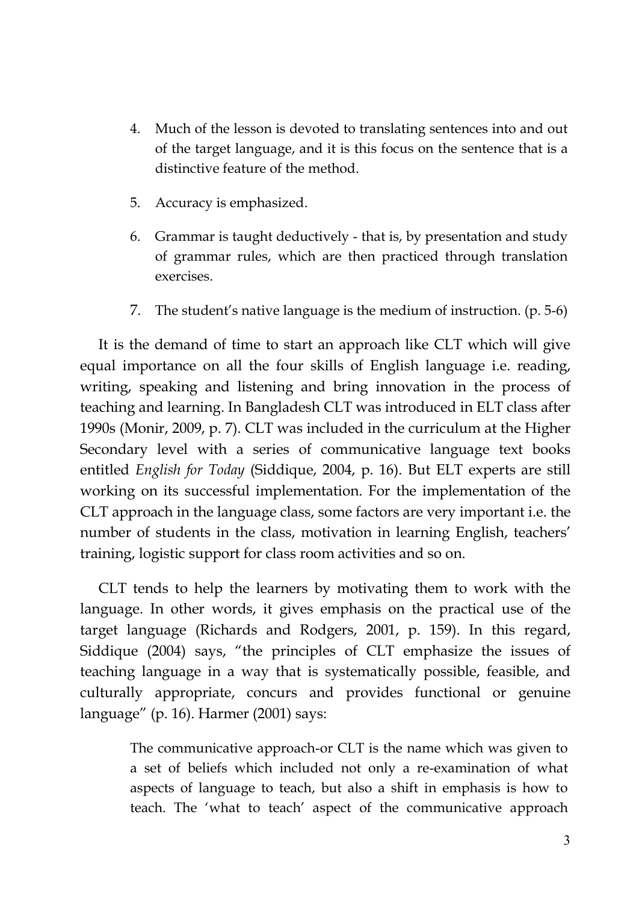4. Much of the lesson is devoted to translating sentences into and out of the target language, and it is this focus on the sentence that is a distinctive feature of the method.

5. Accuracy is emphasized.

6. Grammar is taught deductively - that is, by presentation and study of grammar rules, which are then practiced through translation exercises.

7. The student's native language is the medium of instruction. (p. 5-6)

It is the demand of time to start an approach like CLT which will give equal importance on all the four skills of English language i.e. reading, writing, speaking and listening and bring innovation in the process of teaching and learning. In Bangladesh CLT was introduced in ELT class after 1990s (Monir, 2009, p. 7). CLT was included in the curriculum at the Higher Secondary level with a series of communicative language text books entitled *English for Today* (Siddique, 2004, p. 16). But ELT experts are still working on its successful implementation. For the implementation of the CLT approach in the language class, some factors are very important i.e. the number of students in the class, motivation in learning English, teachers' training, logistic support for class room activities and so on.

CLT tends to help the learners by motivating them to work with the language. In other words, it gives emphasis on the practical use of the target language (Richards and Rodgers, 2001, p. 159). In this regard, Siddique (2004) says, "the principles of CLT emphasize the issues of teaching language in a way that is systematically possible, feasible, and culturally appropriate, concurs and provides functional or genuine language" (p. 16). Harmer (2001) says:

> The communicative approach-or CLT is the name which was given to a set of beliefs which included not only a re-examination of what aspects of language to teach, but also a shift in emphasis is how to teach. The 'what to teach' aspect of the communicative approach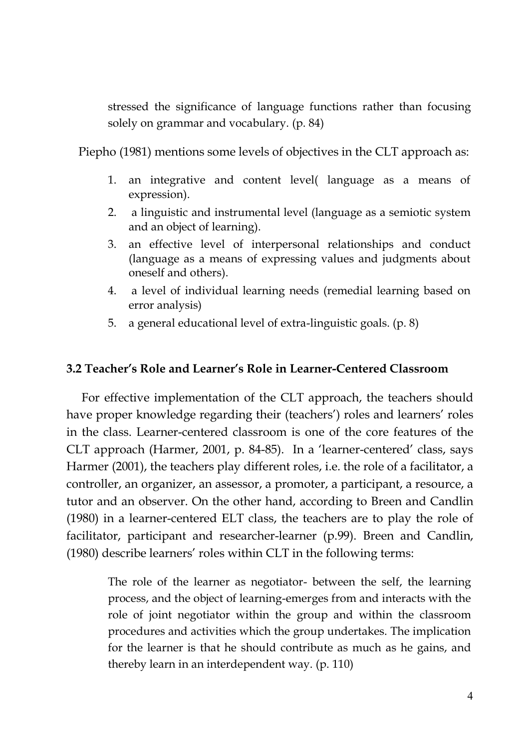stressed the significance of language functions rather than focusing solely on grammar and vocabulary. (p. 84)

Piepho (1981) mentions some levels of objectives in the CLT approach as:

1. an integrative and content level( language as a means of expression).
2. a linguistic and instrumental level (language as a semiotic system and an object of learning).
3. an effective level of interpersonal relationships and conduct (language as a means of expressing values and judgments about oneself and others).
4. a level of individual learning needs (remedial learning based on error analysis)
5. a general educational level of extra-linguistic goals. (p. 8)

### 3.2 Teacher's Role and Learner's Role in Learner-Centered Classroom

For effective implementation of the CLT approach, the teachers should have proper knowledge regarding their (teachers') roles and learners' roles in the class. Learner-centered classroom is one of the core features of the CLT approach (Harmer, 2001, p. 84-85). In a 'learner-centered' class, says Harmer (2001), the teachers play different roles, i.e. the role of a facilitator, a controller, an organizer, an assessor, a promoter, a participant, a resource, a tutor and an observer. On the other hand, according to Breen and Candlin (1980) in a learner-centered ELT class, the teachers are to play the role of facilitator, participant and researcher-learner (p.99). Breen and Candlin, (1980) describe learners' roles within CLT in the following terms:

> The role of the learner as negotiator- between the self, the learning process, and the object of learning-emerges from and interacts with the role of joint negotiator within the group and within the classroom procedures and activities which the group undertakes. The implication for the learner is that he should contribute as much as he gains, and thereby learn in an interdependent way. (p. 110)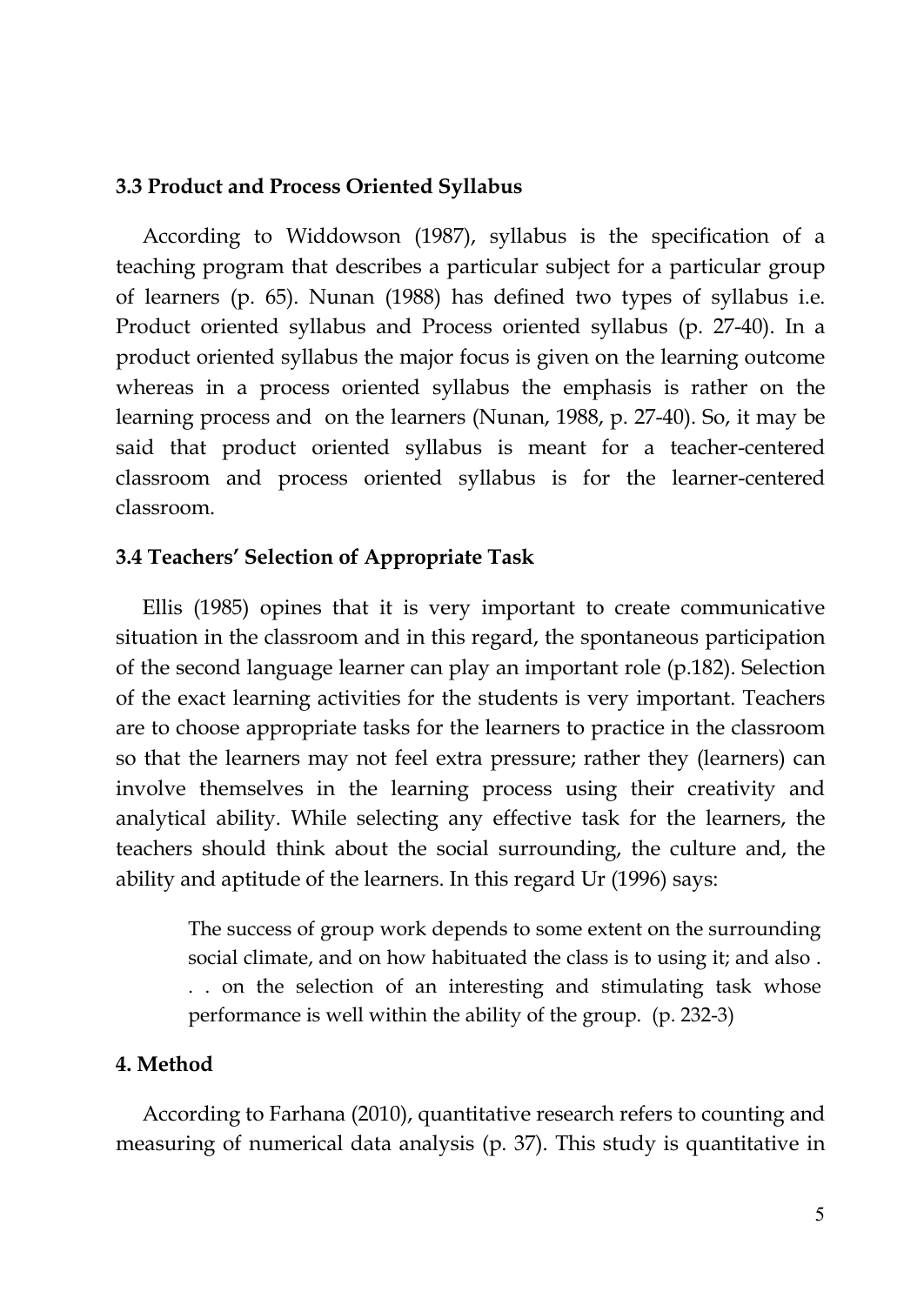### 3.3 Product and Process Oriented Syllabus

According to Widdowson (1987), syllabus is the specification of a teaching program that describes a particular subject for a particular group of learners (p. 65). Nunan (1988) has defined two types of syllabus i.e. Product oriented syllabus and Process oriented syllabus (p. 27-40). In a product oriented syllabus the major focus is given on the learning outcome whereas in a process oriented syllabus the emphasis is rather on the learning process and on the learners (Nunan, 1988, p. 27-40). So, it may be said that product oriented syllabus is meant for a teacher-centered classroom and process oriented syllabus is for the learner-centered classroom.

### 3.4 Teachers' Selection of Appropriate Task

Ellis (1985) opines that it is very important to create communicative situation in the classroom and in this regard, the spontaneous participation of the second language learner can play an important role (p.182). Selection of the exact learning activities for the students is very important. Teachers are to choose appropriate tasks for the learners to practice in the classroom so that the learners may not feel extra pressure; rather they (learners) can involve themselves in the learning process using their creativity and analytical ability. While selecting any effective task for the learners, the teachers should think about the social surrounding, the culture and, the ability and aptitude of the learners. In this regard Ur (1996) says:

> The success of group work depends to some extent on the surrounding social climate, and on how habituated the class is to using it; and also . . . on the selection of an interesting and stimulating task whose performance is well within the ability of the group. (p. 232-3)

## 4. Method

According to Farhana (2010), quantitative research refers to counting and measuring of numerical data analysis (p. 37). This study is quantitative in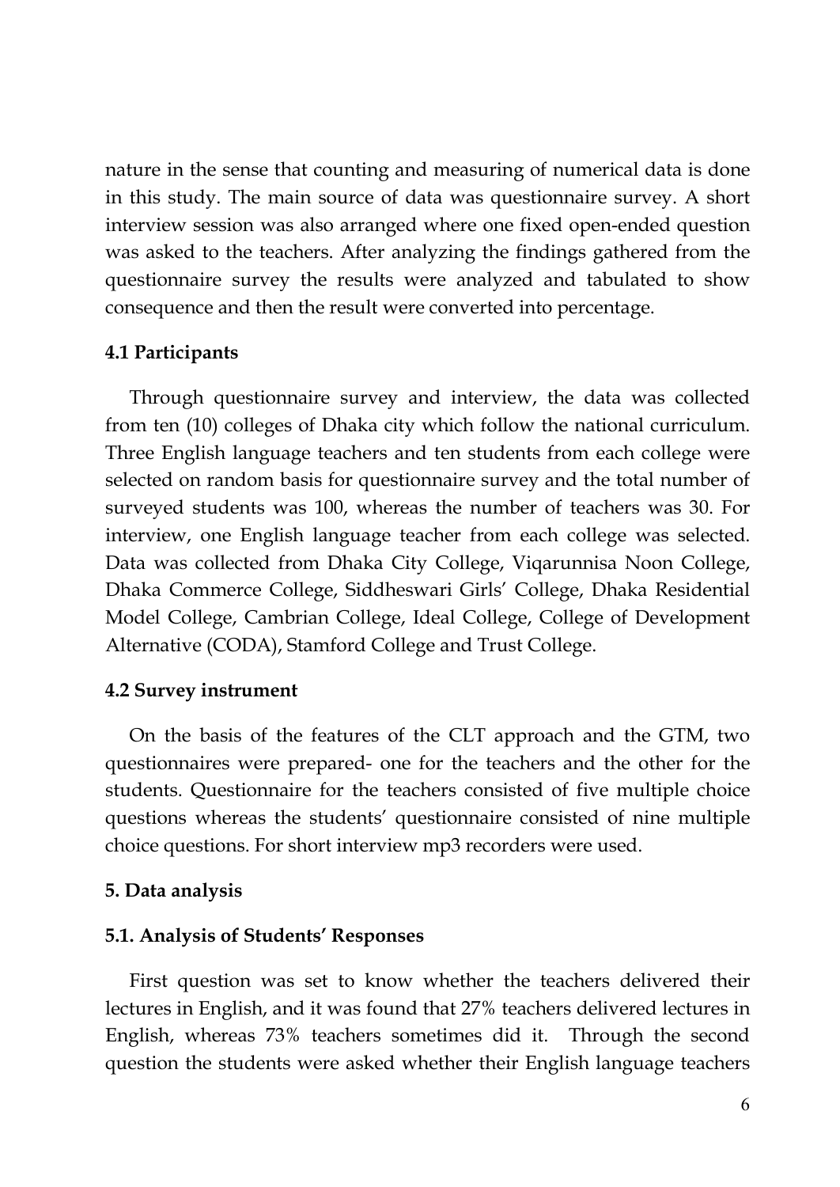nature in the sense that counting and measuring of numerical data is done in this study. The main source of data was questionnaire survey. A short interview session was also arranged where one fixed open-ended question was asked to the teachers. After analyzing the findings gathered from the questionnaire survey the results were analyzed and tabulated to show consequence and then the result were converted into percentage.

### 4.1 Participants

Through questionnaire survey and interview, the data was collected from ten (10) colleges of Dhaka city which follow the national curriculum. Three English language teachers and ten students from each college were selected on random basis for questionnaire survey and the total number of surveyed students was 100, whereas the number of teachers was 30. For interview, one English language teacher from each college was selected. Data was collected from Dhaka City College, Viqarunnisa Noon College, Dhaka Commerce College, Siddheswari Girls' College, Dhaka Residential Model College, Cambrian College, Ideal College, College of Development Alternative (CODA), Stamford College and Trust College.

### 4.2 Survey instrument

On the basis of the features of the CLT approach and the GTM, two questionnaires were prepared- one for the teachers and the other for the students. Questionnaire for the teachers consisted of five multiple choice questions whereas the students' questionnaire consisted of nine multiple choice questions. For short interview mp3 recorders were used.

## 5. Data analysis

### 5.1. Analysis of Students' Responses

First question was set to know whether the teachers delivered their lectures in English, and it was found that 27% teachers delivered lectures in English, whereas 73% teachers sometimes did it. Through the second question the students were asked whether their English language teachers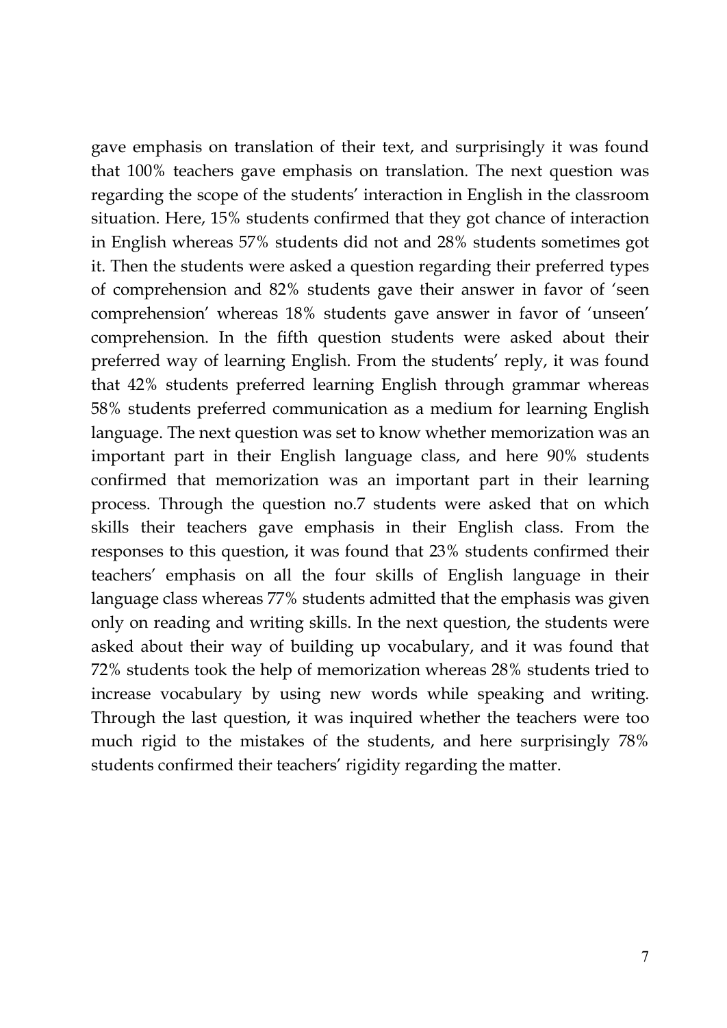gave emphasis on translation of their text, and surprisingly it was found that 100% teachers gave emphasis on translation. The next question was regarding the scope of the students' interaction in English in the classroom situation. Here, 15% students confirmed that they got chance of interaction in English whereas 57% students did not and 28% students sometimes got it. Then the students were asked a question regarding their preferred types of comprehension and 82% students gave their answer in favor of 'seen comprehension' whereas 18% students gave answer in favor of 'unseen' comprehension. In the fifth question students were asked about their preferred way of learning English. From the students' reply, it was found that 42% students preferred learning English through grammar whereas 58% students preferred communication as a medium for learning English language. The next question was set to know whether memorization was an important part in their English language class, and here 90% students confirmed that memorization was an important part in their learning process. Through the question no.7 students were asked that on which skills their teachers gave emphasis in their English class. From the responses to this question, it was found that 23% students confirmed their teachers' emphasis on all the four skills of English language in their language class whereas 77% students admitted that the emphasis was given only on reading and writing skills. In the next question, the students were asked about their way of building up vocabulary, and it was found that 72% students took the help of memorization whereas 28% students tried to increase vocabulary by using new words while speaking and writing. Through the last question, it was inquired whether the teachers were too much rigid to the mistakes of the students, and here surprisingly 78% students confirmed their teachers' rigidity regarding the matter.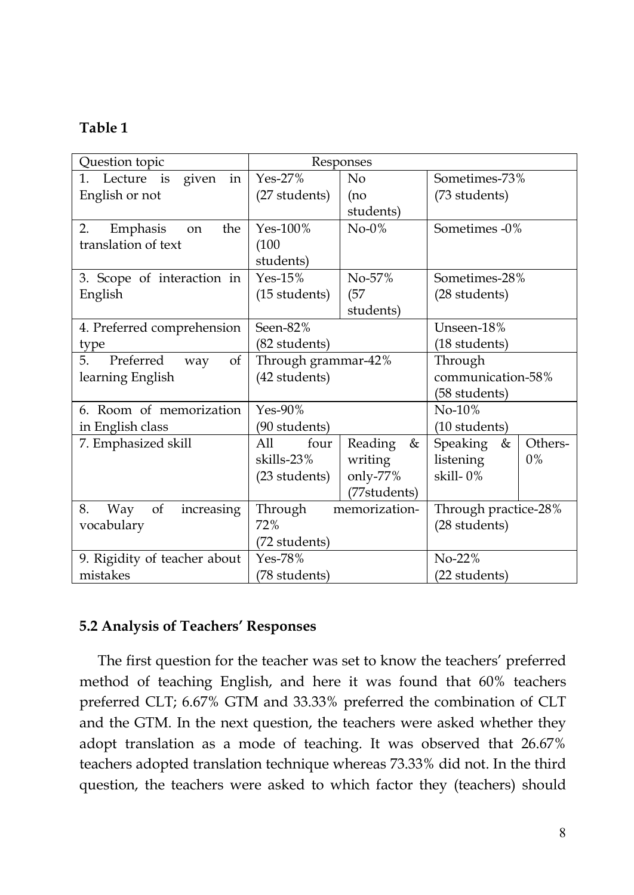**Table 1**

| Question topic | Responses | | | |
|---|---|---|---|---|
| 1. Lecture is given in English or not | Yes-27% (27 students) | No (no students) | Sometimes-73% (73 students) | |
| 2. Emphasis on the translation of text | Yes-100% (100 students) | No-0% | Sometimes -0% | |
| 3. Scope of interaction in English | Yes-15% (15 students) | No-57% (57 students) | Sometimes-28% (28 students) | |
| 4. Preferred comprehension type | Seen-82% (82 students) | | Unseen-18% (18 students) | |
| 5. Preferred way of learning English | Through grammar-42% (42 students) | | Through communication-58% (58 students) | |
| 6. Room of memorization in English class | Yes-90% (90 students) | | No-10% (10 students) | |
| 7. Emphasized skill | All four skills-23% (23 students) | Reading & writing only-77% (77students) | Speaking & listening skill- 0% | Others-0% |
| 8. Way of increasing vocabulary | Through memorization-72% (72 students) | | Through practice-28% (28 students) | |
| 9. Rigidity of teacher about mistakes | Yes-78% (78 students) | | No-22% (22 students) | |

### 5.2 Analysis of Teachers' Responses

The first question for the teacher was set to know the teachers' preferred method of teaching English, and here it was found that 60% teachers preferred CLT; 6.67% GTM and 33.33% preferred the combination of CLT and the GTM. In the next question, the teachers were asked whether they adopt translation as a mode of teaching. It was observed that 26.67% teachers adopted translation technique whereas 73.33% did not. In the third question, the teachers were asked to which factor they (teachers) should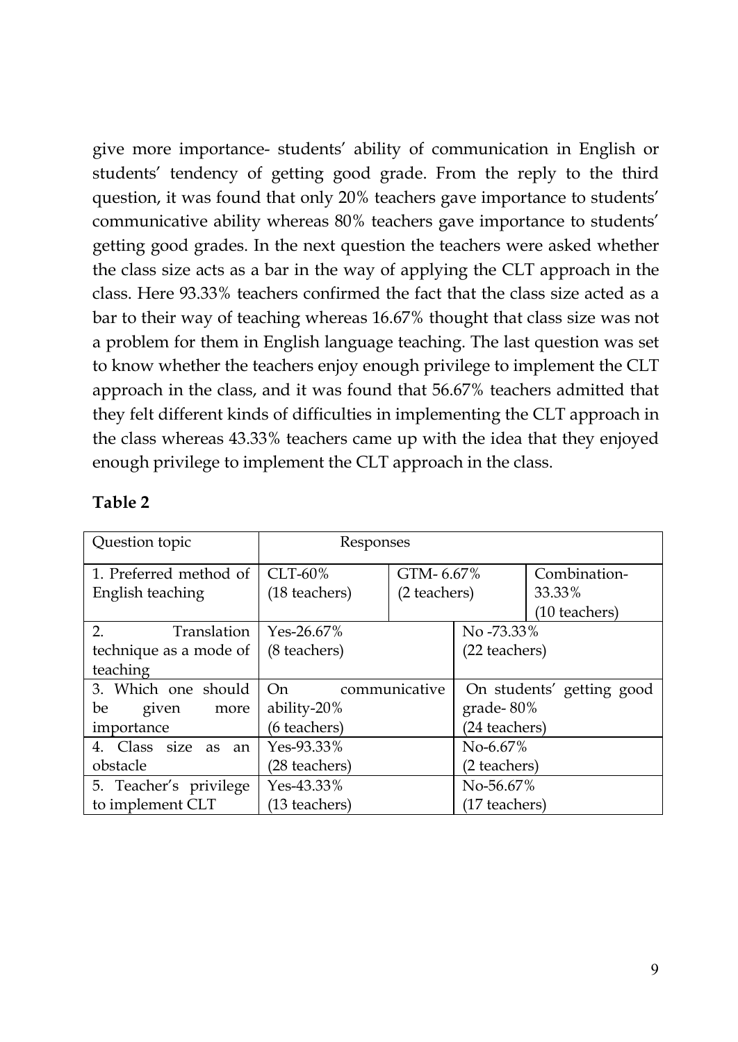give more importance- students' ability of communication in English or students' tendency of getting good grade. From the reply to the third question, it was found that only 20% teachers gave importance to students' communicative ability whereas 80% teachers gave importance to students' getting good grades. In the next question the teachers were asked whether the class size acts as a bar in the way of applying the CLT approach in the class. Here 93.33% teachers confirmed the fact that the class size acted as a bar to their way of teaching whereas 16.67% thought that class size was not a problem for them in English language teaching. The last question was set to know whether the teachers enjoy enough privilege to implement the CLT approach in the class, and it was found that 56.67% teachers admitted that they felt different kinds of difficulties in implementing the CLT approach in the class whereas 43.33% teachers came up with the idea that they enjoyed enough privilege to implement the CLT approach in the class.

**Table 2**

| Question topic | Responses | | |
|---|---|---|---|
| 1. Preferred method of English teaching | CLT-60% (18 teachers) | GTM- 6.67% (2 teachers) | Combination- 33.33% (10 teachers) |
| 2. Translation technique as a mode of teaching | Yes-26.67% (8 teachers) | | No -73.33% (22 teachers) |
| 3. Which one should be given more importance | On communicative ability-20% (6 teachers) | | On students' getting good grade- 80% (24 teachers) |
| 4. Class size as an obstacle | Yes-93.33% (28 teachers) | | No-6.67% (2 teachers) |
| 5. Teacher's privilege to implement CLT | Yes-43.33% (13 teachers) | | No-56.67% (17 teachers) |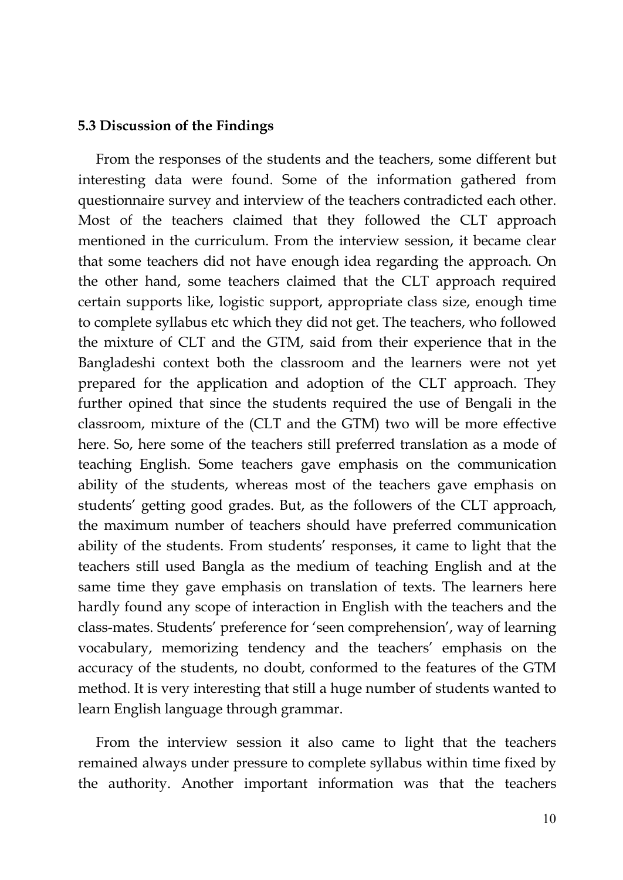### 5.3 Discussion of the Findings

From the responses of the students and the teachers, some different but interesting data were found. Some of the information gathered from questionnaire survey and interview of the teachers contradicted each other. Most of the teachers claimed that they followed the CLT approach mentioned in the curriculum. From the interview session, it became clear that some teachers did not have enough idea regarding the approach. On the other hand, some teachers claimed that the CLT approach required certain supports like, logistic support, appropriate class size, enough time to complete syllabus etc which they did not get. The teachers, who followed the mixture of CLT and the GTM, said from their experience that in the Bangladeshi context both the classroom and the learners were not yet prepared for the application and adoption of the CLT approach. They further opined that since the students required the use of Bengali in the classroom, mixture of the (CLT and the GTM) two will be more effective here. So, here some of the teachers still preferred translation as a mode of teaching English. Some teachers gave emphasis on the communication ability of the students, whereas most of the teachers gave emphasis on students' getting good grades. But, as the followers of the CLT approach, the maximum number of teachers should have preferred communication ability of the students. From students' responses, it came to light that the teachers still used Bangla as the medium of teaching English and at the same time they gave emphasis on translation of texts. The learners here hardly found any scope of interaction in English with the teachers and the class-mates. Students' preference for 'seen comprehension', way of learning vocabulary, memorizing tendency and the teachers' emphasis on the accuracy of the students, no doubt, conformed to the features of the GTM method. It is very interesting that still a huge number of students wanted to learn English language through grammar.

From the interview session it also came to light that the teachers remained always under pressure to complete syllabus within time fixed by the authority. Another important information was that the teachers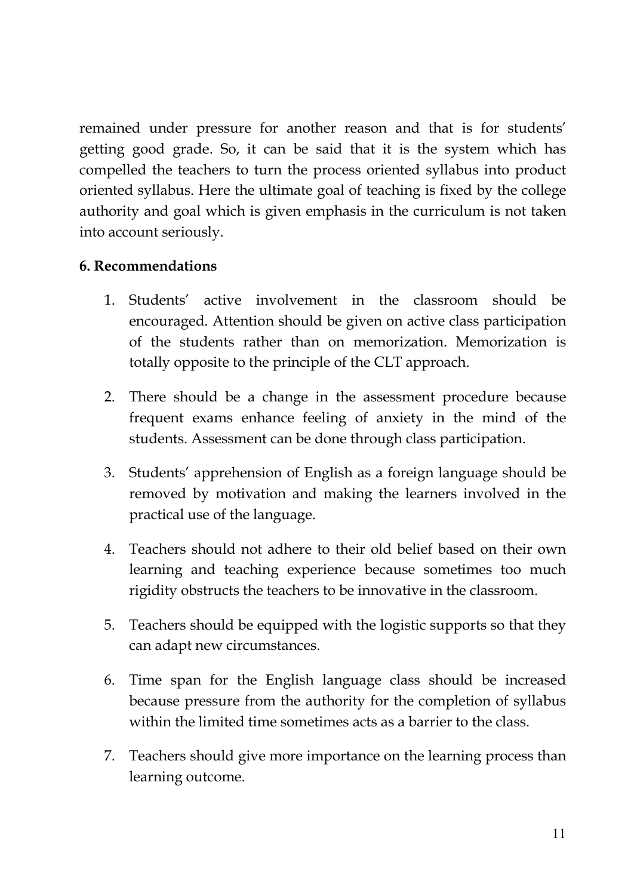remained under pressure for another reason and that is for students' getting good grade. So, it can be said that it is the system which has compelled the teachers to turn the process oriented syllabus into product oriented syllabus. Here the ultimate goal of teaching is fixed by the college authority and goal which is given emphasis in the curriculum is not taken into account seriously.

**6. Recommendations**

1. Students' active involvement in the classroom should be encouraged. Attention should be given on active class participation of the students rather than on memorization. Memorization is totally opposite to the principle of the CLT approach.

2. There should be a change in the assessment procedure because frequent exams enhance feeling of anxiety in the mind of the students. Assessment can be done through class participation.

3. Students' apprehension of English as a foreign language should be removed by motivation and making the learners involved in the practical use of the language.

4. Teachers should not adhere to their old belief based on their own learning and teaching experience because sometimes too much rigidity obstructs the teachers to be innovative in the classroom.

5. Teachers should be equipped with the logistic supports so that they can adapt new circumstances.

6. Time span for the English language class should be increased because pressure from the authority for the completion of syllabus within the limited time sometimes acts as a barrier to the class.

7. Teachers should give more importance on the learning process than learning outcome.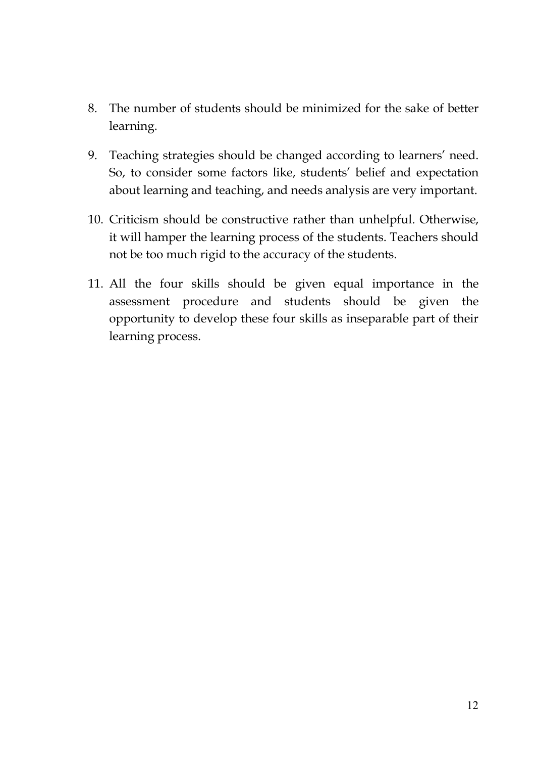8. The number of students should be minimized for the sake of better learning.

9. Teaching strategies should be changed according to learners' need. So, to consider some factors like, students' belief and expectation about learning and teaching, and needs analysis are very important.

10. Criticism should be constructive rather than unhelpful. Otherwise, it will hamper the learning process of the students. Teachers should not be too much rigid to the accuracy of the students.

11. All the four skills should be given equal importance in the assessment procedure and students should be given the opportunity to develop these four skills as inseparable part of their learning process.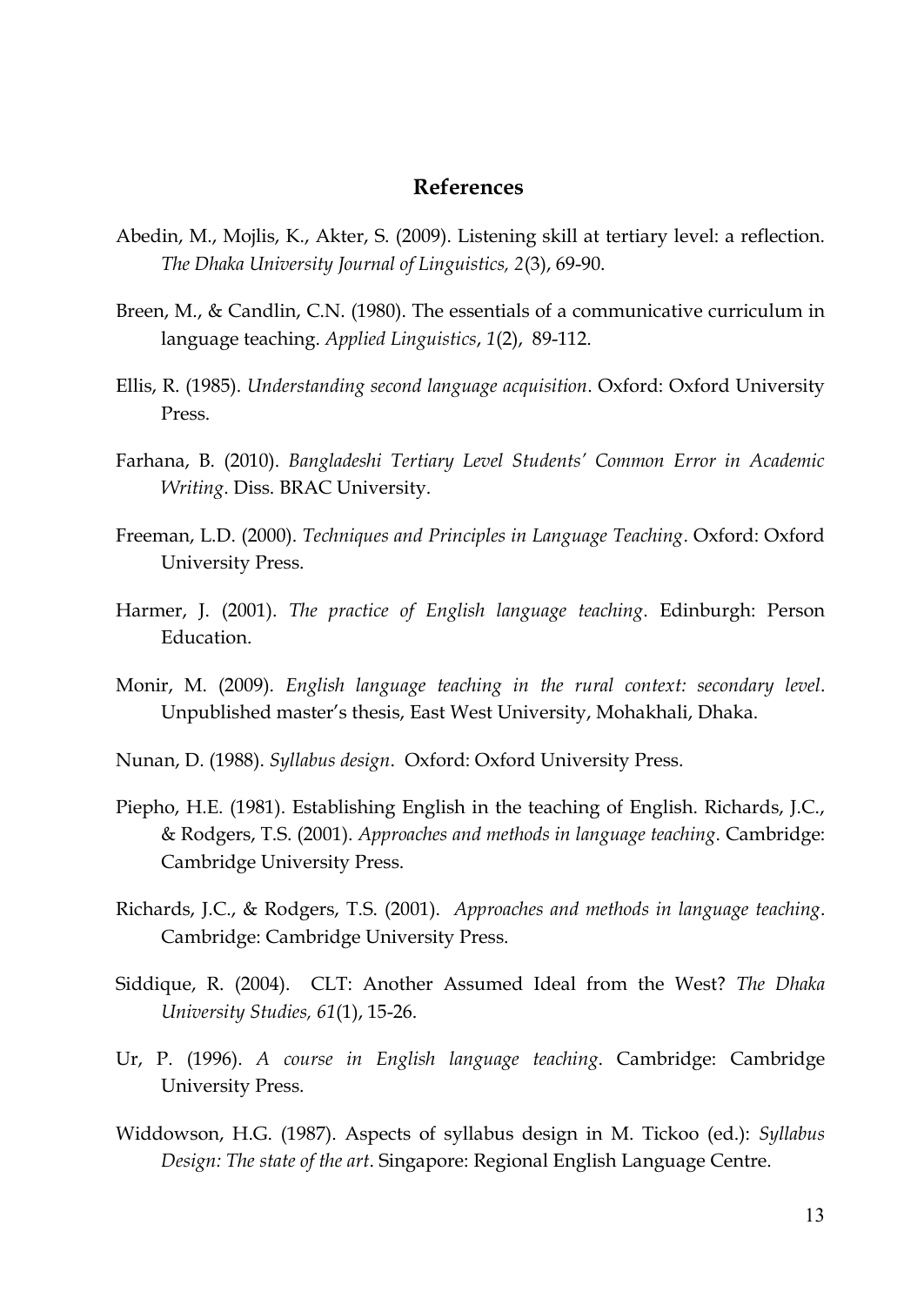## References

Abedin, M., Mojlis, K., Akter, S. (2009). Listening skill at tertiary level: a reflection. *The Dhaka University Journal of Linguistics, 2*(3), 69-90.

Breen, M., & Candlin, C.N. (1980). The essentials of a communicative curriculum in language teaching. *Applied Linguistics*, *1*(2), 89-112.

Ellis, R. (1985). *Understanding second language acquisition*. Oxford: Oxford University Press.

Farhana, B. (2010). *Bangladeshi Tertiary Level Students' Common Error in Academic Writing*. Diss. BRAC University.

Freeman, L.D. (2000). *Techniques and Principles in Language Teaching*. Oxford: Oxford University Press.

Harmer, J. (2001). *The practice of English language teaching*. Edinburgh: Person Education.

Monir, M. (2009). *English language teaching in the rural context: secondary level*. Unpublished master's thesis, East West University, Mohakhali, Dhaka.

Nunan, D. (1988). *Syllabus design*. Oxford: Oxford University Press.

Piepho, H.E. (1981). Establishing English in the teaching of English. Richards, J.C., & Rodgers, T.S. (2001). *Approaches and methods in language teaching*. Cambridge: Cambridge University Press.

Richards, J.C., & Rodgers, T.S. (2001). *Approaches and methods in language teaching*. Cambridge: Cambridge University Press.

Siddique, R. (2004). CLT: Another Assumed Ideal from the West? *The Dhaka University Studies, 61*(1), 15-26.

Ur, P. (1996). *A course in English language teaching*. Cambridge: Cambridge University Press.

Widdowson, H.G. (1987). Aspects of syllabus design in M. Tickoo (ed.): *Syllabus Design: The state of the art*. Singapore: Regional English Language Centre.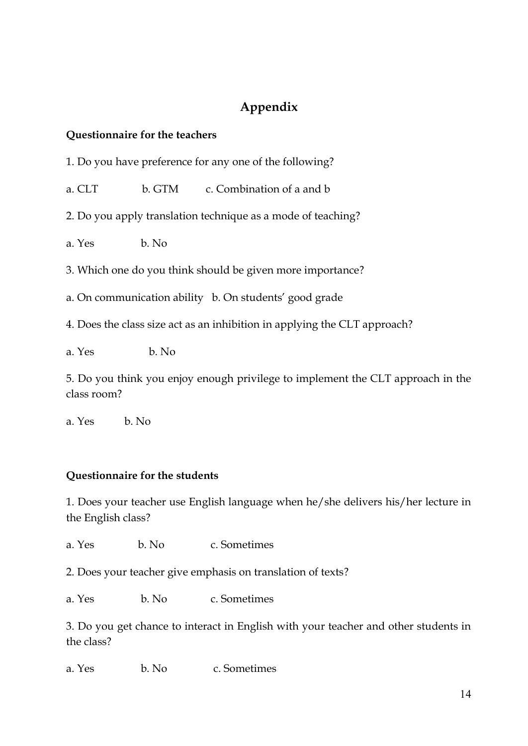# Appendix

**Questionnaire for the teachers**

1. Do you have preference for any one of the following?

a. CLT b. GTM c. Combination of a and b

2. Do you apply translation technique as a mode of teaching?

a. Yes b. No

3. Which one do you think should be given more importance?

a. On communication ability b. On students' good grade

4. Does the class size act as an inhibition in applying the CLT approach?

a. Yes b. No

5. Do you think you enjoy enough privilege to implement the CLT approach in the class room?

a. Yes b. No

**Questionnaire for the students**

1. Does your teacher use English language when he/she delivers his/her lecture in the English class?

a. Yes b. No c. Sometimes

2. Does your teacher give emphasis on translation of texts?

a. Yes b. No c. Sometimes

3. Do you get chance to interact in English with your teacher and other students in the class?

a. Yes b. No c. Sometimes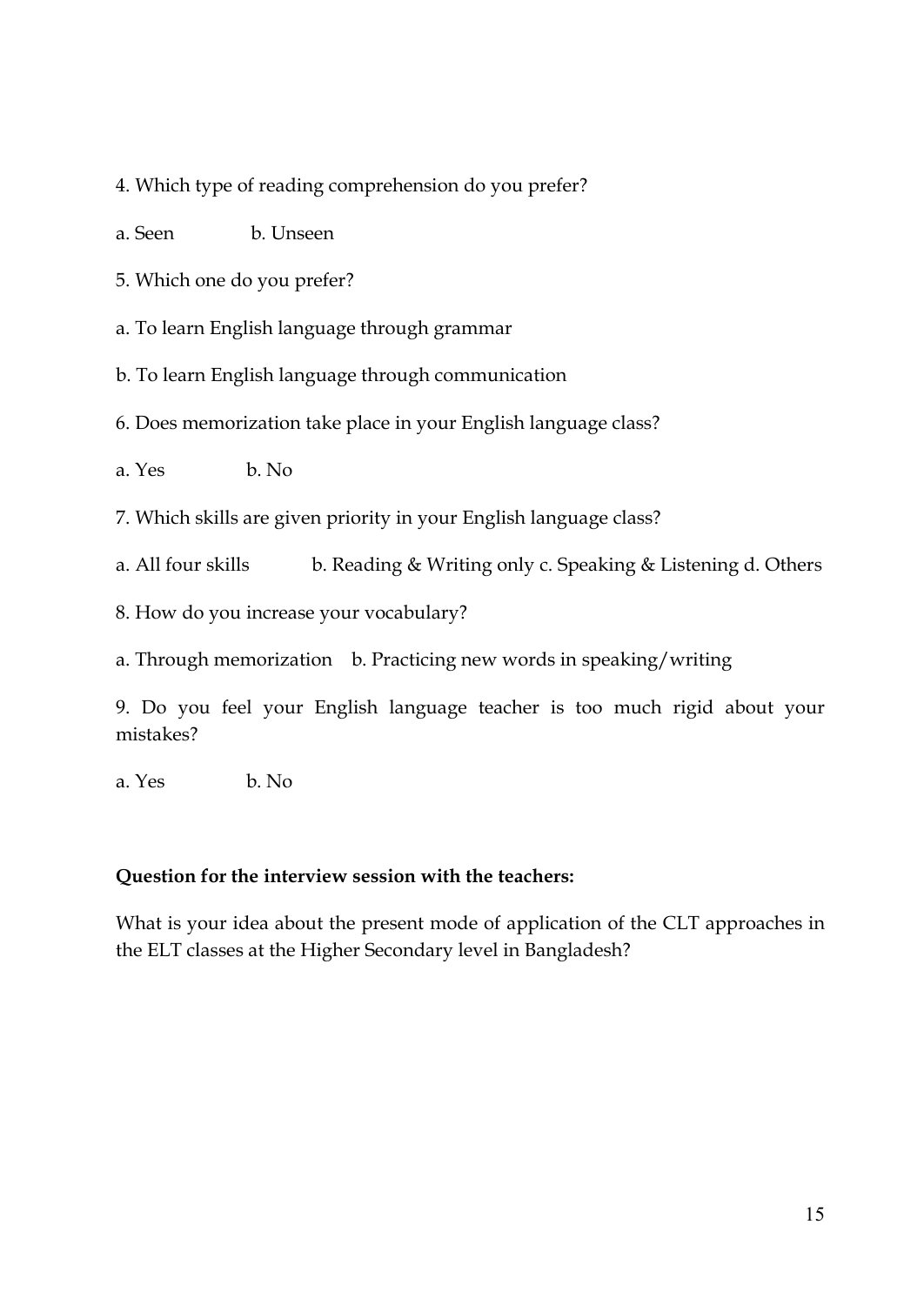4. Which type of reading comprehension do you prefer?

a. Seen b. Unseen

5. Which one do you prefer?

a. To learn English language through grammar

b. To learn English language through communication

6. Does memorization take place in your English language class?

a. Yes b. No

7. Which skills are given priority in your English language class?

a. All four skills b. Reading & Writing only c. Speaking & Listening d. Others

8. How do you increase your vocabulary?

a. Through memorization b. Practicing new words in speaking/writing

9. Do you feel your English language teacher is too much rigid about your mistakes?

a. Yes b. No

**Question for the interview session with the teachers:**

What is your idea about the present mode of application of the CLT approaches in the ELT classes at the Higher Secondary level in Bangladesh?